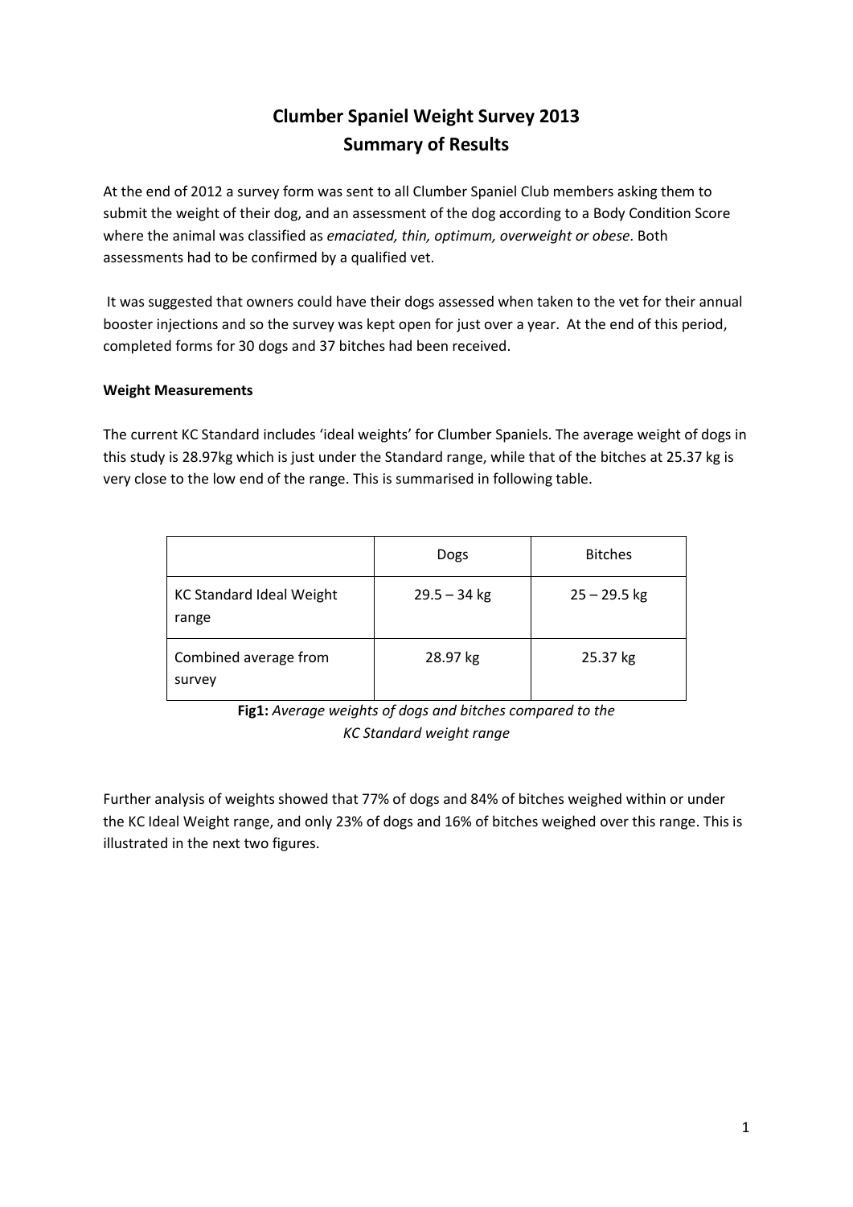# Clumber Spaniel Weight Survey 2013
# Summary of Results

At the end of 2012 a survey form was sent to all Clumber Spaniel Club members asking them to submit the weight of their dog, and an assessment of the dog according to a Body Condition Score where the animal was classified as *emaciated, thin, optimum, overweight or obese*. Both assessments had to be confirmed by a qualified vet.

It was suggested that owners could have their dogs assessed when taken to the vet for their annual booster injections and so the survey was kept open for just over a year. At the end of this period, completed forms for 30 dogs and 37 bitches had been received.

**Weight Measurements**

The current KC Standard includes 'ideal weights' for Clumber Spaniels. The average weight of dogs in this study is 28.97kg which is just under the Standard range, while that of the bitches at 25.37 kg is very close to the low end of the range. This is summarised in following table.

| | Dogs | Bitches |
|---|---|---|
| KC Standard Ideal Weight range | 29.5 – 34 kg | 25 – 29.5 kg |
| Combined average from survey | 28.97 kg | 25.37 kg |

**Fig1:** *Average weights of dogs and bitches compared to the KC Standard weight range*

Further analysis of weights showed that 77% of dogs and 84% of bitches weighed within or under the KC Ideal Weight range, and only 23% of dogs and 16% of bitches weighed over this range. This is illustrated in the next two figures.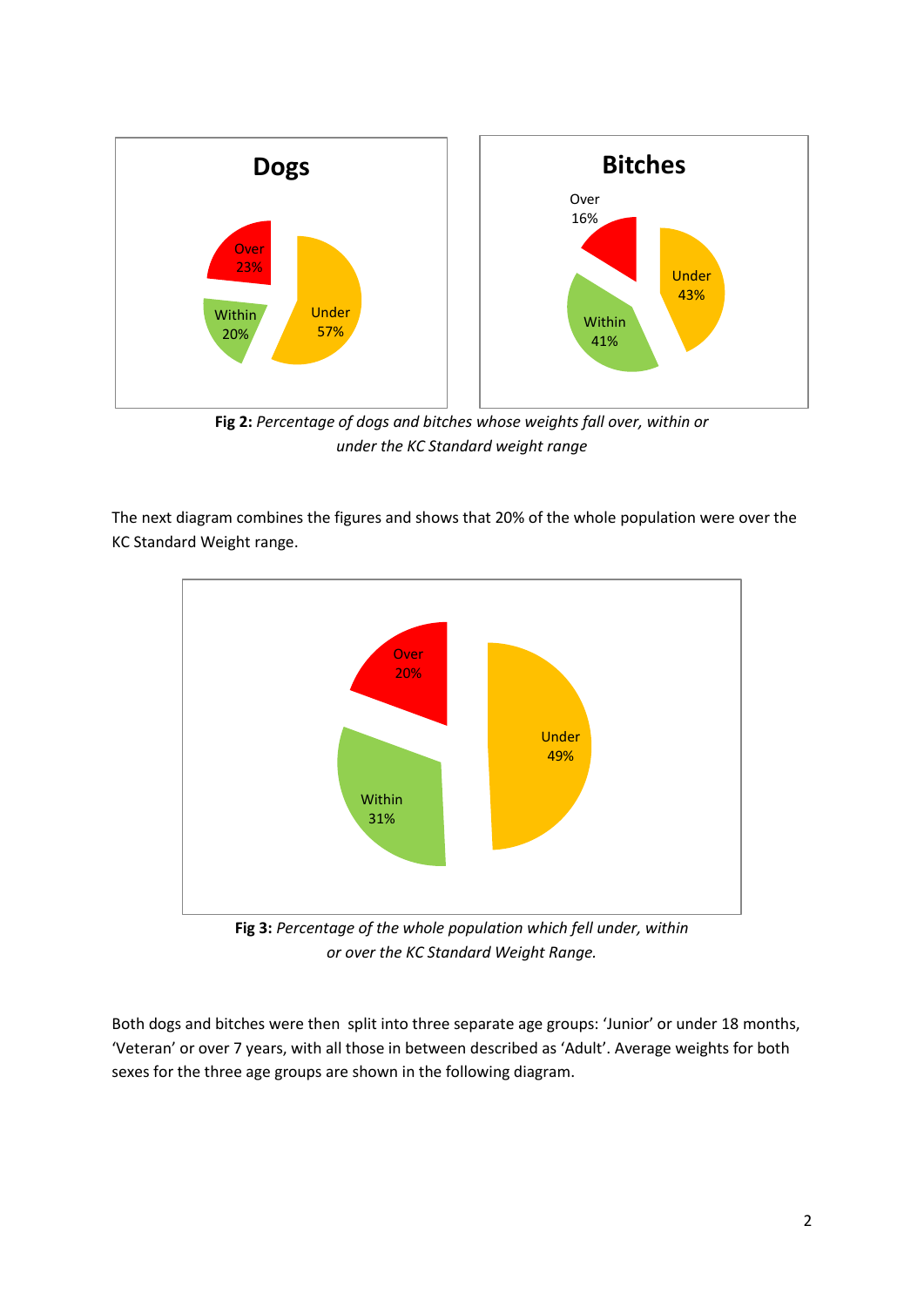**Dogs**

Over 23%

Within 20%

Under 57%

**Bitches**

Over 16%

Within 41%

Under 43%

**Fig 2:** *Percentage of dogs and bitches whose weights fall over, within or under the KC Standard weight range*

The next diagram combines the figures and shows that 20% of the whole population were over the KC Standard Weight range.

Over 20%

Within 31%

Under 49%

**Fig 3:** *Percentage of the whole population which fell under, within or over the KC Standard Weight Range.*

Both dogs and bitches were then split into three separate age groups: 'Junior' or under 18 months, 'Veteran' or over 7 years, with all those in between described as 'Adult'. Average weights for both sexes for the three age groups are shown in the following diagram.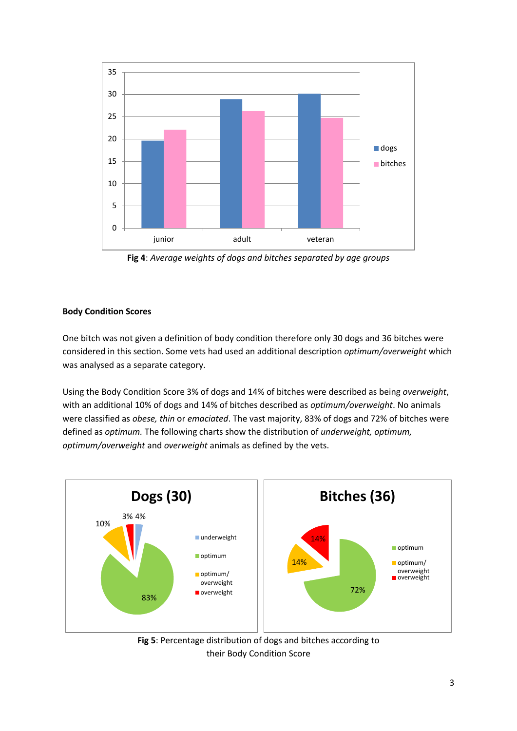**Fig 4**: *Average weights of dogs and bitches separated by age groups*

**Body Condition Scores**

One bitch was not given a definition of body condition therefore only 30 dogs and 36 bitches were considered in this section. Some vets had used an additional description *optimum/overweight* which was analysed as a separate category.

Using the Body Condition Score 3% of dogs and 14% of bitches were described as being *overweight*, with an additional 10% of dogs and 14% of bitches described as *optimum/overweight*. No animals were classified as *obese, thin* or *emaciated*. The vast majority, 83% of dogs and 72% of bitches were defined as *optimum.* The following charts show the distribution of *underweight, optimum, optimum/overweight* and *overweight* animals as defined by the vets.

**Fig 5**: Percentage distribution of dogs and bitches according to their Body Condition Score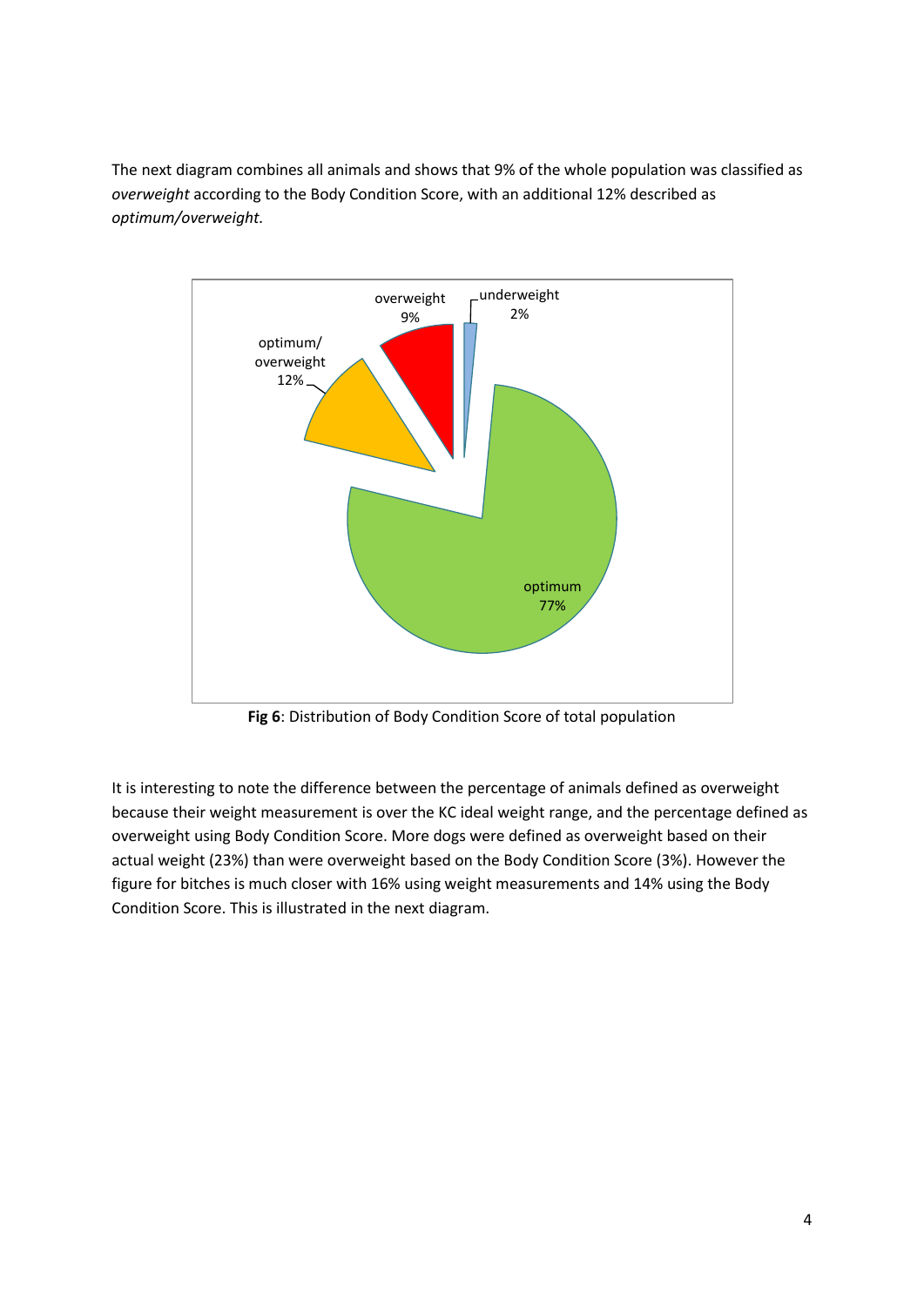The next diagram combines all animals and shows that 9% of the whole population was classified as *overweight* according to the Body Condition Score, with an additional 12% described as *optimum/overweight.*

**Fig 6**: Distribution of Body Condition Score of total population

It is interesting to note the difference between the percentage of animals defined as overweight because their weight measurement is over the KC ideal weight range, and the percentage defined as overweight using Body Condition Score. More dogs were defined as overweight based on their actual weight (23%) than were overweight based on the Body Condition Score (3%). However the figure for bitches is much closer with 16% using weight measurements and 14% using the Body Condition Score. This is illustrated in the next diagram.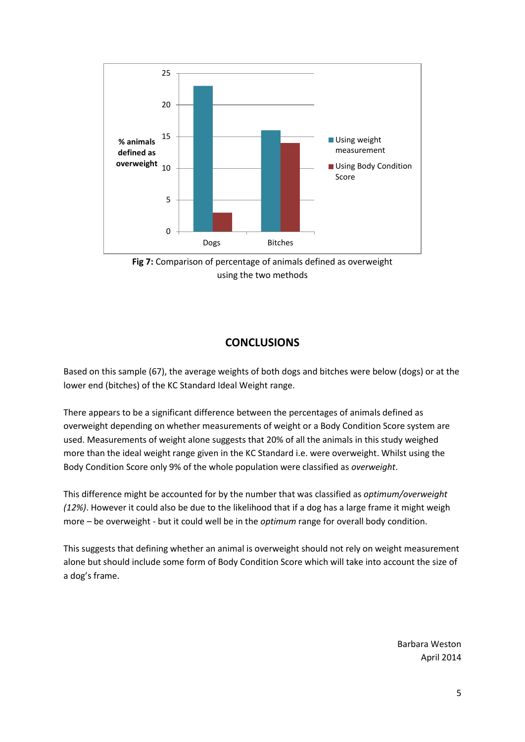25

20

15

10

5

0

% animals defined as overweight

Dogs

Bitches

Using weight measurement

Using Body Condition Score

**Fig 7:** Comparison of percentage of animals defined as overweight using the two methods

## CONCLUSIONS

Based on this sample (67), the average weights of both dogs and bitches were below (dogs) or at the lower end (bitches) of the KC Standard Ideal Weight range.

There appears to be a significant difference between the percentages of animals defined as overweight depending on whether measurements of weight or a Body Condition Score system are used. Measurements of weight alone suggests that 20% of all the animals in this study weighed more than the ideal weight range given in the KC Standard i.e. were overweight. Whilst using the Body Condition Score only 9% of the whole population were classified as *overweight*.

This difference might be accounted for by the number that was classified as *optimum/overweight (12%)*. However it could also be due to the likelihood that if a dog has a large frame it might weigh more – be overweight - but it could well be in the *optimum* range for overall body condition.

This suggests that defining whether an animal is overweight should not rely on weight measurement alone but should include some form of Body Condition Score which will take into account the size of a dog's frame.

Barbara Weston
April 2014